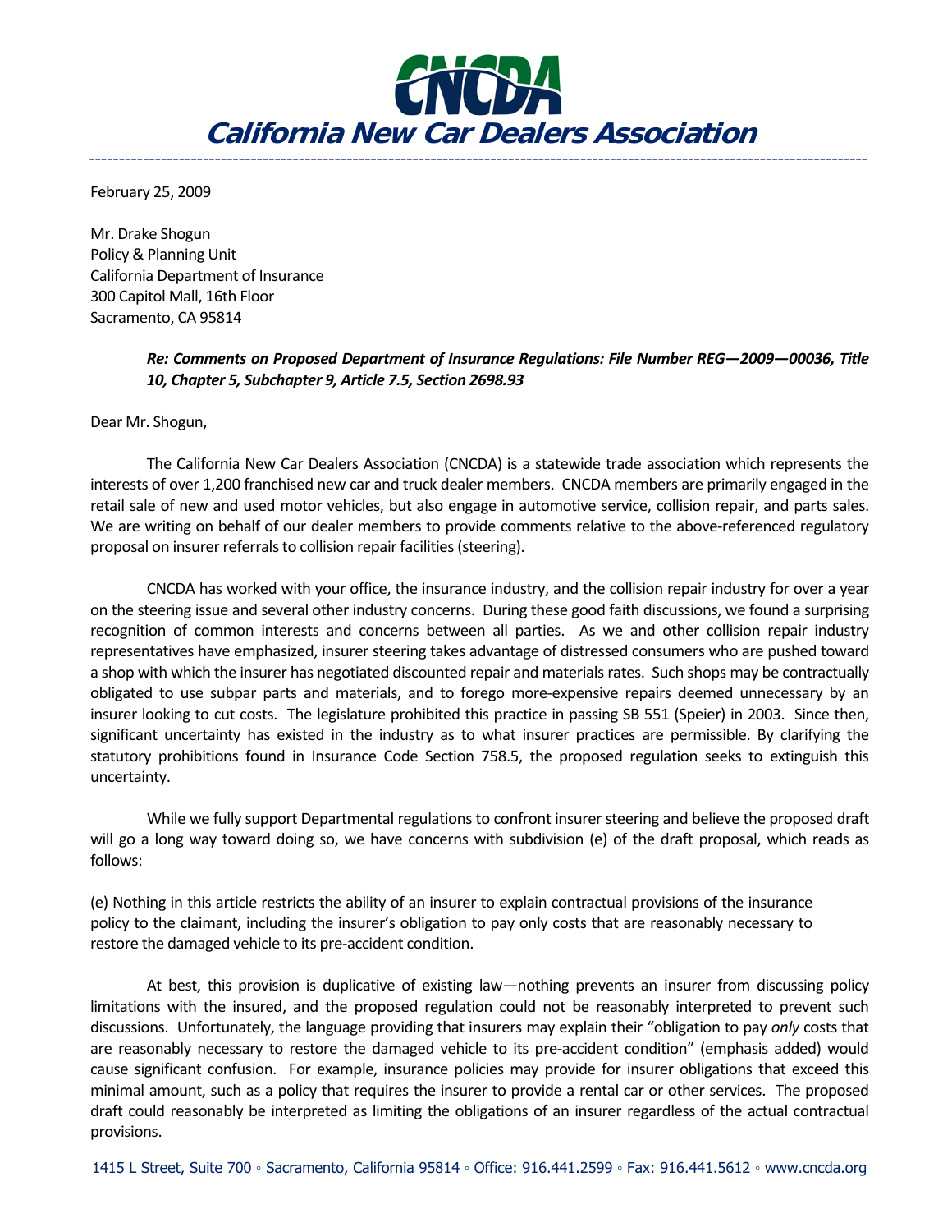# California New Car Dealers Association

February 25, 2009

Mr. Drake Shogun
Policy & Planning Unit
California Department of Insurance
300 Capitol Mall, 16th Floor
Sacramento, CA 95814

***Re: Comments on Proposed Department of Insurance Regulations: File Number REG—2009—00036, Title 10, Chapter 5, Subchapter 9, Article 7.5, Section 2698.93***

Dear Mr. Shogun,

The California New Car Dealers Association (CNCDA) is a statewide trade association which represents the interests of over 1,200 franchised new car and truck dealer members. CNCDA members are primarily engaged in the retail sale of new and used motor vehicles, but also engage in automotive service, collision repair, and parts sales. We are writing on behalf of our dealer members to provide comments relative to the above-referenced regulatory proposal on insurer referrals to collision repair facilities (steering).

CNCDA has worked with your office, the insurance industry, and the collision repair industry for over a year on the steering issue and several other industry concerns. During these good faith discussions, we found a surprising recognition of common interests and concerns between all parties. As we and other collision repair industry representatives have emphasized, insurer steering takes advantage of distressed consumers who are pushed toward a shop with which the insurer has negotiated discounted repair and materials rates. Such shops may be contractually obligated to use subpar parts and materials, and to forego more-expensive repairs deemed unnecessary by an insurer looking to cut costs. The legislature prohibited this practice in passing SB 551 (Speier) in 2003. Since then, significant uncertainty has existed in the industry as to what insurer practices are permissible. By clarifying the statutory prohibitions found in Insurance Code Section 758.5, the proposed regulation seeks to extinguish this uncertainty.

While we fully support Departmental regulations to confront insurer steering and believe the proposed draft will go a long way toward doing so, we have concerns with subdivision (e) of the draft proposal, which reads as follows:

(e) Nothing in this article restricts the ability of an insurer to explain contractual provisions of the insurance policy to the claimant, including the insurer's obligation to pay only costs that are reasonably necessary to restore the damaged vehicle to its pre-accident condition.

At best, this provision is duplicative of existing law—nothing prevents an insurer from discussing policy limitations with the insured, and the proposed regulation could not be reasonably interpreted to prevent such discussions. Unfortunately, the language providing that insurers may explain their "obligation to pay *only* costs that are reasonably necessary to restore the damaged vehicle to its pre-accident condition" (emphasis added) would cause significant confusion. For example, insurance policies may provide for insurer obligations that exceed this minimal amount, such as a policy that requires the insurer to provide a rental car or other services. The proposed draft could reasonably be interpreted as limiting the obligations of an insurer regardless of the actual contractual provisions.

1415 L Street, Suite 700 ◦ Sacramento, California 95814 ◦ Office: 916.441.2599 ◦ Fax: 916.441.5612 ◦ www.cncda.org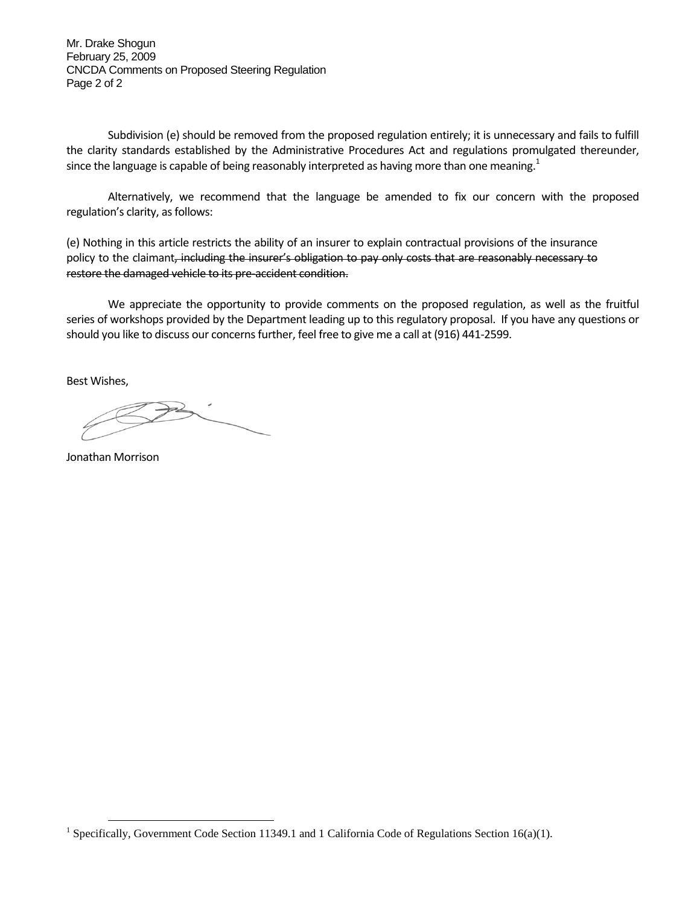Subdivision (e) should be removed from the proposed regulation entirely; it is unnecessary and fails to fulfill the clarity standards established by the Administrative Procedures Act and regulations promulgated thereunder, since the language is capable of being reasonably interpreted as having more than one meaning.[1]

Alternatively, we recommend that the language be amended to fix our concern with the proposed regulation's clarity, as follows:

(e) Nothing in this article restricts the ability of an insurer to explain contractual provisions of the insurance policy to the claimant~~, including the insurer's obligation to pay only costs that are reasonably necessary to restore the damaged vehicle to its pre-accident condition.~~

We appreciate the opportunity to provide comments on the proposed regulation, as well as the fruitful series of workshops provided by the Department leading up to this regulatory proposal. If you have any questions or should you like to discuss our concerns further, feel free to give me a call at (916) 441-2599.

Best Wishes,

Jonathan Morrison

[1] Specifically, Government Code Section 11349.1 and 1 California Code of Regulations Section 16(a)(1).